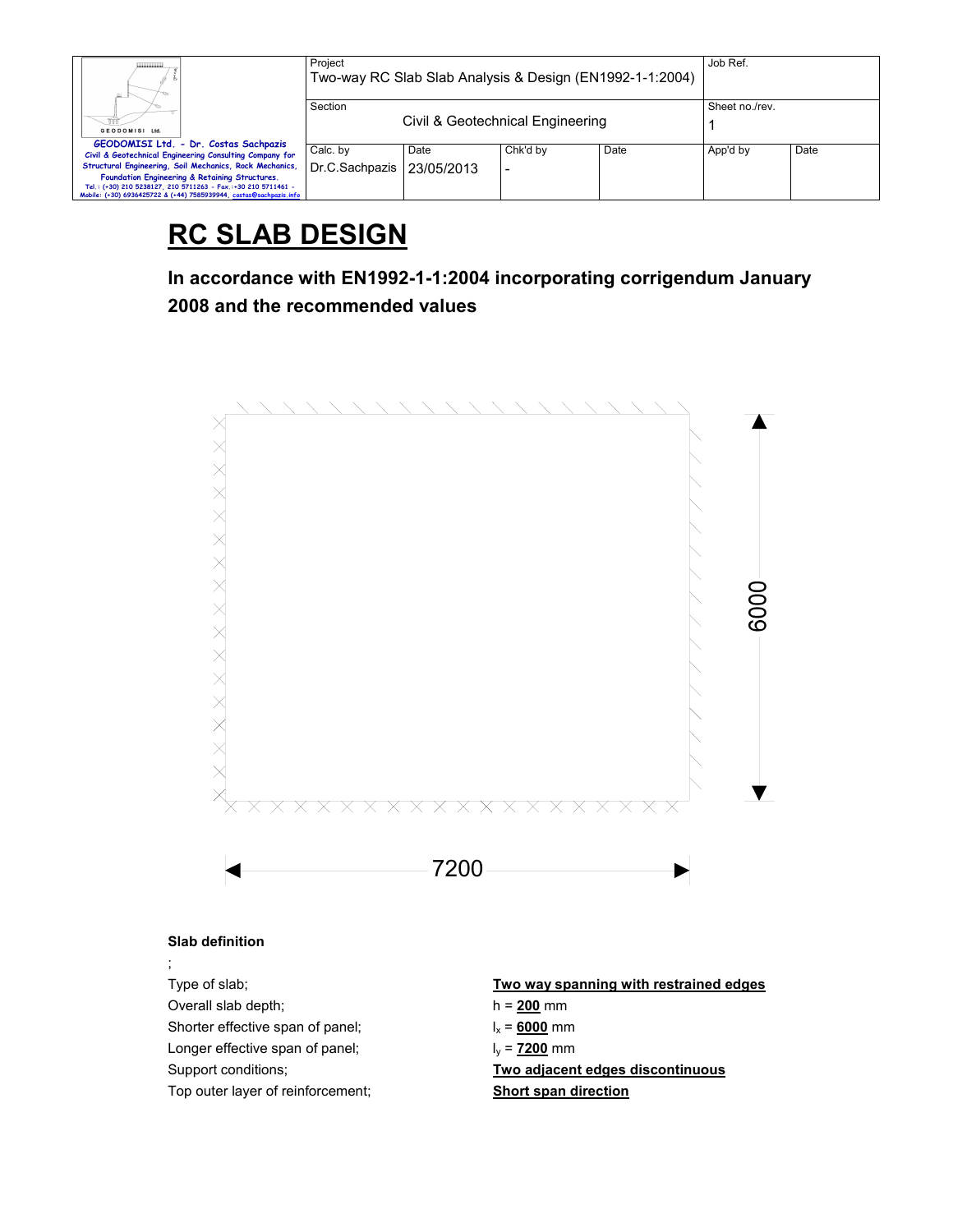| GEODOMISI Ltd. - Dr. Costas Sachpazis<br>Civil & Geotechnical Engineering Consulting Company for Structural Engineering, Soil Mechanics, Rock Mechanics, Foundation Engineering & Retaining Structures.<br>Tel.: (+30) 210 5238127, 210 5711263 - Fax.:+30 210 5711461 - Mobile: (+30) 6936425722 & (+44) 7585939944, costas@sachpazis.info | Project<br>Two-way RC Slab Slab Analysis & Design (EN1992-1-1:2004) | | | | Job Ref. | |
|---|---|---|---|---|---|---|
| | Section<br>Civil & Geotechnical Engineering | | | | Sheet no./rev.<br>1 | |
| | Calc. by<br>Dr.C.Sachpazis | Date<br>23/05/2013 | Chk'd by<br>- | Date | App'd by | Date |

# RC SLAB DESIGN

## In accordance with EN1992-1-1:2004 incorporating corrigendum January 2008 and the recommended values

6000

7200

### Slab definition

;

Type of slab; **Two way spanning with restrained edges**

Overall slab depth; $h$ = **200** mm

Shorter effective span of panel; $l_x$ = **6000** mm

Longer effective span of panel; $l_y$ = **7200** mm

Support conditions; **Two adjacent edges discontinuous**

Top outer layer of reinforcement; **Short span direction**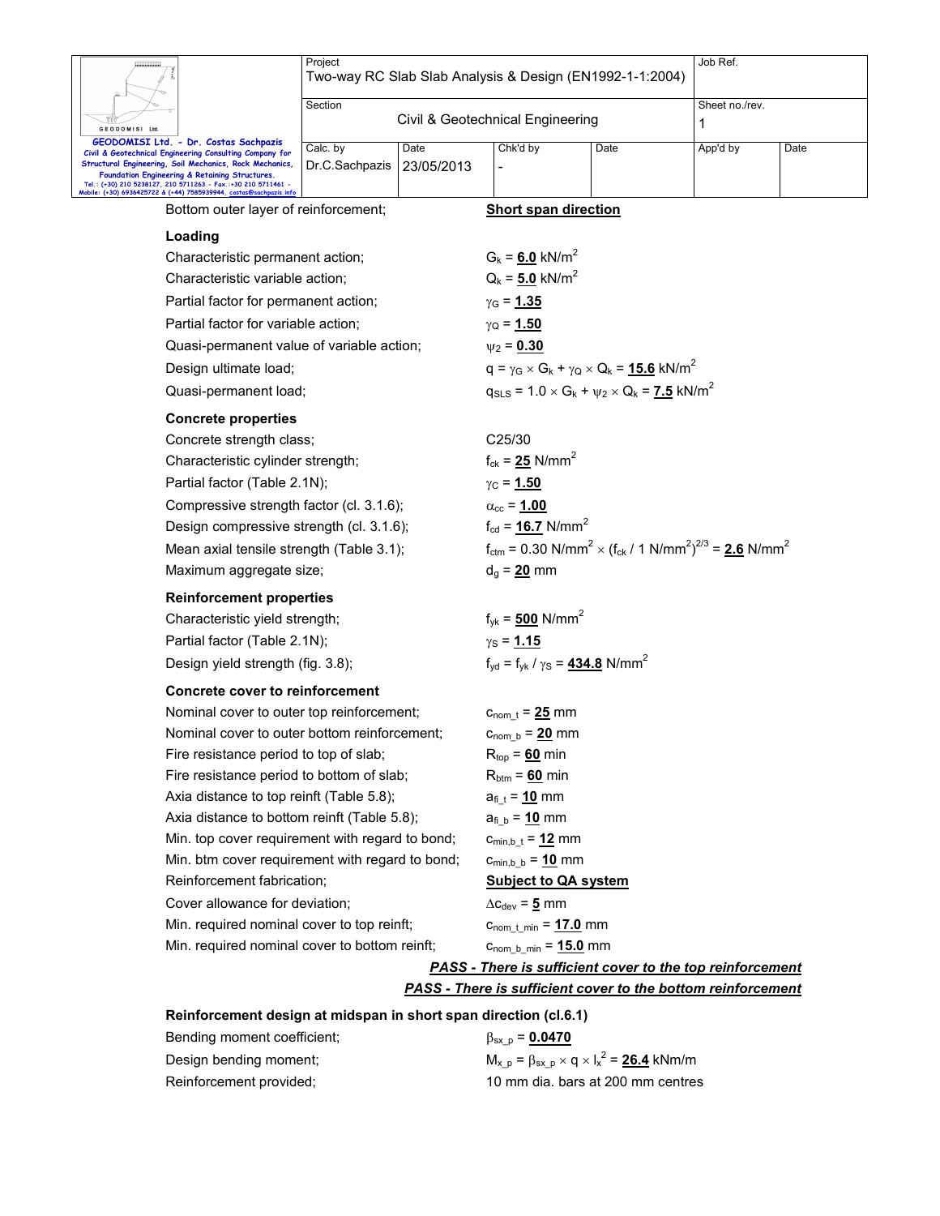Bottom outer layer of reinforcement; **Short span direction**

**Loading**

| | |
|---|---|
| Characteristic permanent action; | $G_k$ = **6.0** kN/m$^2$ |
| Characteristic variable action; | $Q_k$ = **5.0** kN/m$^2$ |
| Partial factor for permanent action; | $\gamma_G$ = **1.35** |
| Partial factor for variable action; | $\gamma_Q$ = **1.50** |
| Quasi-permanent value of variable action; | $\psi_2$ = **0.30** |
| Design ultimate load; | $q = \gamma_G \times G_k + \gamma_Q \times Q_k$ = **15.6** kN/m$^2$ |
| Quasi-permanent load; | $q_{SLS} = 1.0 \times G_k + \psi_2 \times Q_k$ = **7.5** kN/m$^2$ |

**Concrete properties**

| | |
|---|---|
| Concrete strength class; | C25/30 |
| Characteristic cylinder strength; | $f_{ck}$ = **25** N/mm$^2$ |
| Partial factor (Table 2.1N); | $\gamma_C$ = **1.50** |
| Compressive strength factor (cl. 3.1.6); | $\alpha_{cc}$ = **1.00** |
| Design compressive strength (cl. 3.1.6); | $f_{cd}$ = **16.7** N/mm$^2$ |
| Mean axial tensile strength (Table 3.1); | $f_{ctm}$ = 0.30 N/mm$^2$ $\times$ ($f_{ck}$ / 1 N/mm$^2$)$^{2/3}$ = **2.6** N/mm$^2$ |
| Maximum aggregate size; | $d_g$ = **20** mm |

**Reinforcement properties**

| | |
|---|---|
| Characteristic yield strength; | $f_{yk}$ = **500** N/mm$^2$ |
| Partial factor (Table 2.1N); | $\gamma_S$ = **1.15** |
| Design yield strength (fig. 3.8); | $f_{yd} = f_{yk} / \gamma_S$ = **434.8** N/mm$^2$ |

**Concrete cover to reinforcement**

| | |
|---|---|
| Nominal cover to outer top reinforcement; | $c_{nom\_t}$ = **25** mm |
| Nominal cover to outer bottom reinforcement; | $c_{nom\_b}$ = **20** mm |
| Fire resistance period to top of slab; | $R_{top}$ = **60** min |
| Fire resistance period to bottom of slab; | $R_{btm}$ = **60** min |
| Axia distance to top reinft (Table 5.8); | $a_{fi\_t}$ = **10** mm |
| Axia distance to bottom reinft (Table 5.8); | $a_{fi\_b}$ = **10** mm |
| Min. top cover requirement with regard to bond; | $c_{min,b\_t}$ = **12** mm |
| Min. btm cover requirement with regard to bond; | $c_{min,b\_b}$ = **10** mm |
| Reinforcement fabrication; | **Subject to QA system** |
| Cover allowance for deviation; | $\Delta c_{dev}$ = **5** mm |
| Min. required nominal cover to top reinft; | $c_{nom\_t\_min}$ = **17.0** mm |
| Min. required nominal cover to bottom reinft; | $c_{nom\_b\_min}$ = **15.0** mm |

***PASS - There is sufficient cover to the top reinforcement***

***PASS - There is sufficient cover to the bottom reinforcement***

**Reinforcement design at midspan in short span direction (cl.6.1)**

| | |
|---|---|
| Bending moment coefficient; | $\beta_{sx\_p}$ = **0.0470** |
| Design bending moment; | $M_{x\_p} = \beta_{sx\_p} \times q \times l_x^2$ = **26.4** kNm/m |
| Reinforcement provided; | 10 mm dia. bars at 200 mm centres |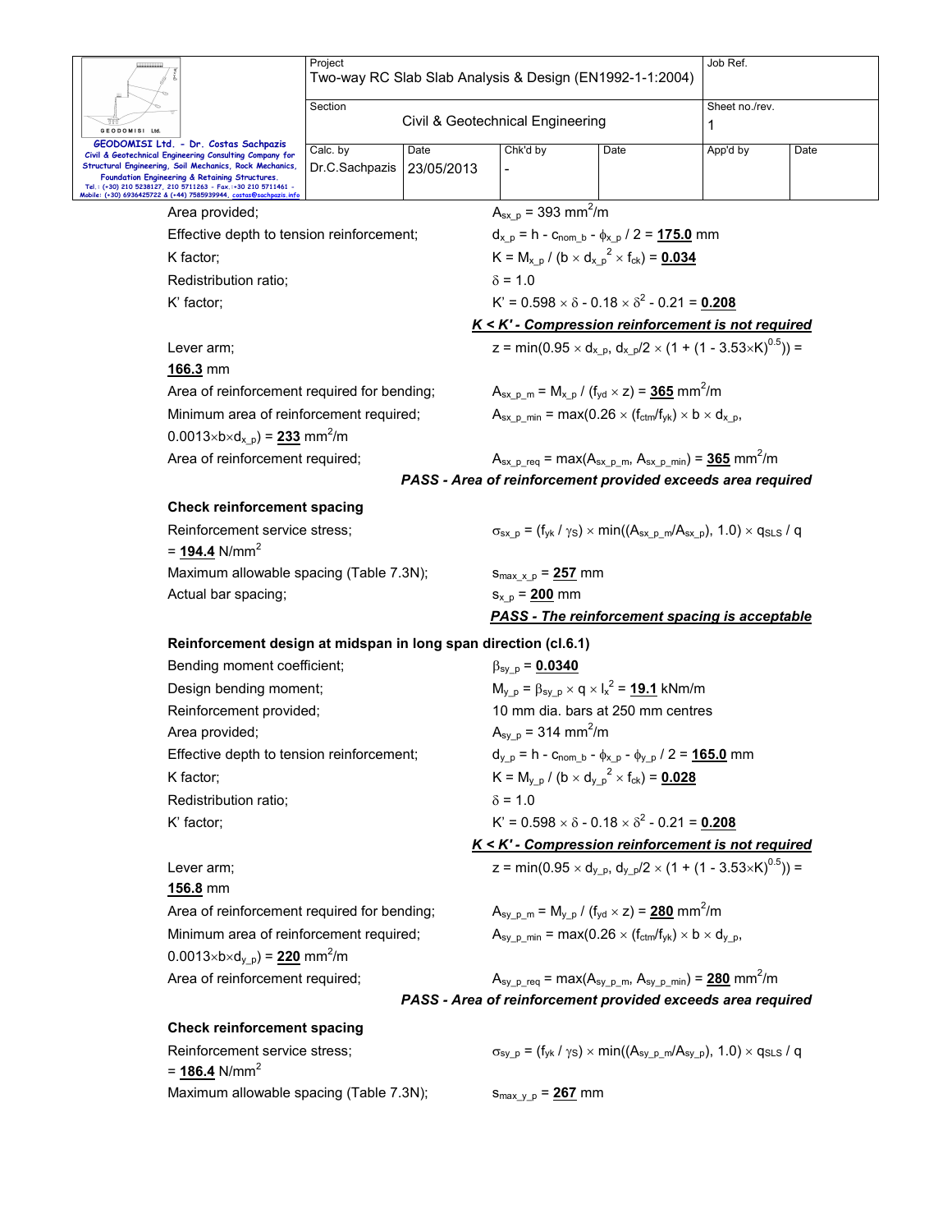Area provided; $A_{sx\_p}$ = 393 mm$^2$/m

Effective depth to tension reinforcement; $d_{x\_p} = h - c_{nom\_b} - \phi_{x\_p} / 2$ = **175.0** mm

K factor; $K = M_{x\_p} / (b \times d_{x\_p}^2 \times f_{ck})$ = **0.034**

Redistribution ratio; $\delta = 1.0$

K' factor; $K' = 0.598 \times \delta - 0.18 \times \delta^2 - 0.21$ = **0.208**

***K < K' - Compression reinforcement is not required***

Lever arm; $z = \min(0.95 \times d_{x\_p}, d_{x\_p}/2 \times (1 + (1 - 3.53 \times K)^{0.5}))$ = **166.3** mm

Area of reinforcement required for bending; $A_{sx\_p\_m} = M_{x\_p} / (f_{yd} \times z)$ = **365** mm$^2$/m

Minimum area of reinforcement required; $A_{sx\_p\_min} = \max(0.26 \times (f_{ctm}/f_{yk}) \times b \times d_{x\_p}, 0.0013 \times b \times d_{x\_p})$ = **233** mm$^2$/m

Area of reinforcement required; $A_{sx\_p\_req} = \max(A_{sx\_p\_m}, A_{sx\_p\_min})$ = **365** mm$^2$/m

***PASS - Area of reinforcement provided exceeds area required***

**Check reinforcement spacing**

Reinforcement service stress; $\sigma_{sx\_p} = (f_{yk} / \gamma_S) \times \min((A_{sx\_p\_m}/A_{sx\_p}), 1.0) \times q_{SLS} / q$ = **194.4** N/mm$^2$

Maximum allowable spacing (Table 7.3N); $s_{max\_x\_p}$ = **257** mm

Actual bar spacing; $s_{x\_p}$ = **200** mm

***PASS - The reinforcement spacing is acceptable***

**Reinforcement design at midspan in long span direction (cl.6.1)**

Bending moment coefficient; $\beta_{sy\_p}$ = **0.0340**

Design bending moment; $M_{y\_p} = \beta_{sy\_p} \times q \times l_x^2$ = **19.1** kNm/m

Reinforcement provided; 10 mm dia. bars at 250 mm centres

Area provided; $A_{sy\_p}$ = 314 mm$^2$/m

Effective depth to tension reinforcement; $d_{y\_p} = h - c_{nom\_b} - \phi_{x\_p} - \phi_{y\_p} / 2$ = **165.0** mm

K factor; $K = M_{y\_p} / (b \times d_{y\_p}^2 \times f_{ck})$ = **0.028**

Redistribution ratio; $\delta = 1.0$

K' factor; $K' = 0.598 \times \delta - 0.18 \times \delta^2 - 0.21$ = **0.208**

***K < K' - Compression reinforcement is not required***

Lever arm; $z = \min(0.95 \times d_{y\_p}, d_{y\_p}/2 \times (1 + (1 - 3.53 \times K)^{0.5}))$ = **156.8** mm

Area of reinforcement required for bending; $A_{sy\_p\_m} = M_{y\_p} / (f_{yd} \times z)$ = **280** mm$^2$/m

Minimum area of reinforcement required; $A_{sy\_p\_min} = \max(0.26 \times (f_{ctm}/f_{yk}) \times b \times d_{y\_p}, 0.0013 \times b \times d_{y\_p})$ = **220** mm$^2$/m

Area of reinforcement required; $A_{sy\_p\_req} = \max(A_{sy\_p\_m}, A_{sy\_p\_min})$ = **280** mm$^2$/m

***PASS - Area of reinforcement provided exceeds area required***

**Check reinforcement spacing**

Reinforcement service stress; $\sigma_{sy\_p} = (f_{yk} / \gamma_S) \times \min((A_{sy\_p\_m}/A_{sy\_p}), 1.0) \times q_{SLS} / q$ = **186.4** N/mm$^2$

Maximum allowable spacing (Table 7.3N); $s_{max\_y\_p}$ = **267** mm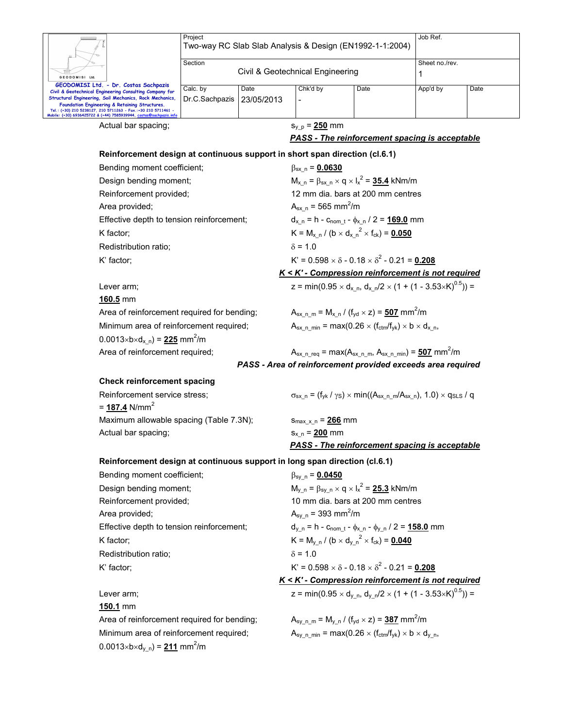Actual bar spacing; $s_{y\_p}$ = **250** mm

***PASS - The reinforcement spacing is acceptable***

**Reinforcement design at continuous support in short span direction (cl.6.1)**

Bending moment coefficient; $\beta_{sx\_n}$ = **0.0630**

Design bending moment; $M_{x\_n} = \beta_{sx\_n} \times q \times l_x^2$ = **35.4** kNm/m

Reinforcement provided; 12 mm dia. bars at 200 mm centres

Area provided; $A_{sx\_n}$ = 565 mm$^2$/m

Effective depth to tension reinforcement; $d_{x\_n} = h - c_{nom\_t} - \phi_{x\_n} / 2$ = **169.0** mm

K factor; $K = M_{x\_n} / (b \times d_{x\_n}^2 \times f_{ck})$ = **0.050**

Redistribution ratio; $\delta$ = 1.0

K' factor; $K' = 0.598 \times \delta - 0.18 \times \delta^2 - 0.21$ = **0.208**

***K < K' - Compression reinforcement is not required***

Lever arm; $z = \min(0.95 \times d_{x\_n}, d_{x\_n}/2 \times (1 + (1 - 3.53 \times K)^{0.5}))$ = **160.5** mm

Area of reinforcement required for bending; $A_{sx\_n\_m} = M_{x\_n} / (f_{yd} \times z)$ = **507** mm$^2$/m

Minimum area of reinforcement required; $A_{sx\_n\_min} = \max(0.26 \times (f_{ctm}/f_{yk}) \times b \times d_{x\_n}, 0.0013 \times b \times d_{x\_n})$ = **225** mm$^2$/m

Area of reinforcement required; $A_{sx\_n\_req} = \max(A_{sx\_n\_m}, A_{sx\_n\_min})$ = **507** mm$^2$/m

***PASS - Area of reinforcement provided exceeds area required***

**Check reinforcement spacing**

Reinforcement service stress; $\sigma_{sx\_n} = (f_{yk} / \gamma_S) \times \min((A_{sx\_n\_m}/A_{sx\_n}), 1.0) \times q_{SLS} / q$ = **187.4** N/mm$^2$

Maximum allowable spacing (Table 7.3N); $s_{max\_x\_n}$ = **266** mm

Actual bar spacing; $s_{x\_n}$ = **200** mm

***PASS - The reinforcement spacing is acceptable***

**Reinforcement design at continuous support in long span direction (cl.6.1)**

Bending moment coefficient; $\beta_{sy\_n}$ = **0.0450**

Design bending moment; $M_{y\_n} = \beta_{sy\_n} \times q \times l_x^2$ = **25.3** kNm/m

Reinforcement provided; 10 mm dia. bars at 200 mm centres

Area provided; $A_{sy\_n}$ = 393 mm$^2$/m

Effective depth to tension reinforcement; $d_{y\_n} = h - c_{nom\_t} - \phi_{x\_n} - \phi_{y\_n} / 2$ = **158.0** mm

K factor; $K = M_{y\_n} / (b \times d_{y\_n}^2 \times f_{ck})$ = **0.040**

Redistribution ratio; $\delta$ = 1.0

K' factor; $K' = 0.598 \times \delta - 0.18 \times \delta^2 - 0.21$ = **0.208**

***K < K' - Compression reinforcement is not required***

Lever arm; $z = \min(0.95 \times d_{y\_n}, d_{y\_n}/2 \times (1 + (1 - 3.53 \times K)^{0.5}))$ = **150.1** mm

Area of reinforcement required for bending; $A_{sy\_n\_m} = M_{y\_n} / (f_{yd} \times z)$ = **387** mm$^2$/m

Minimum area of reinforcement required; $A_{sy\_n\_min} = \max(0.26 \times (f_{ctm}/f_{yk}) \times b \times d_{y\_n}, 0.0013 \times b \times d_{y\_n})$ = **211** mm$^2$/m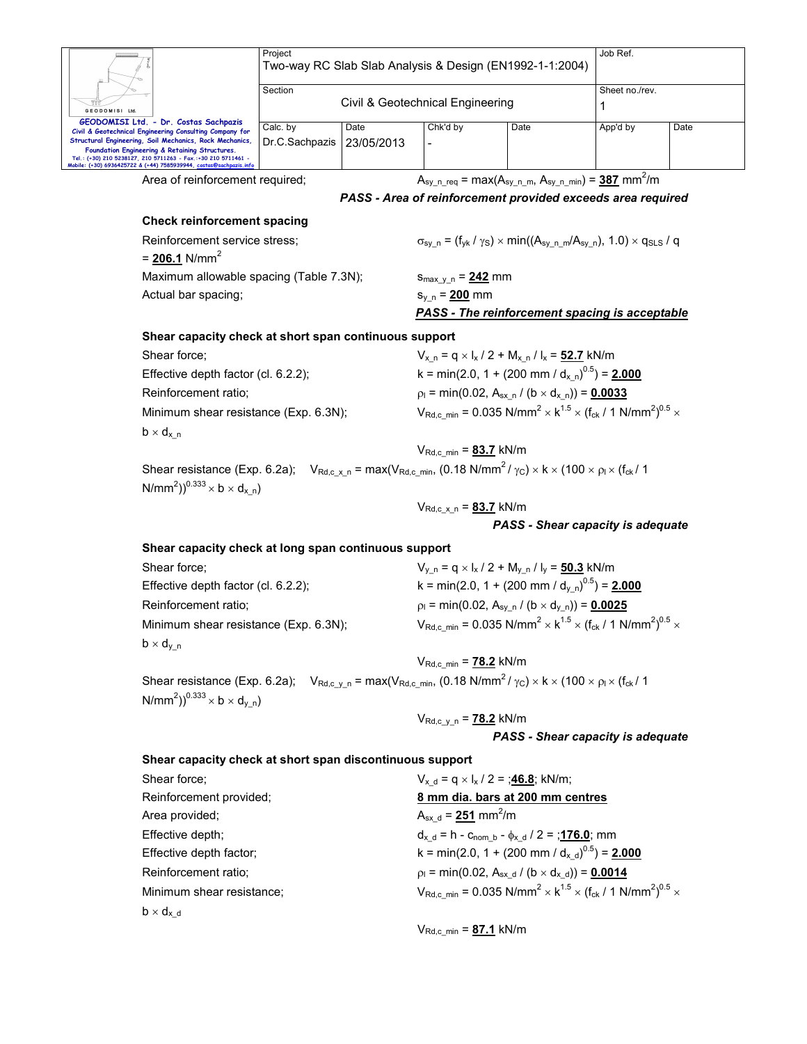Area of reinforcement required; $A_{sy\_n\_req} = \max(A_{sy\_n\_m}, A_{sy\_n\_min})$ = **387** mm$^2$/m

***PASS - Area of reinforcement provided exceeds area required***

### Check reinforcement spacing

Reinforcement service stress; $\sigma_{sy\_n} = (f_{yk} / \gamma_S) \times \min((A_{sy\_n\_m}/A_{sy\_n}), 1.0) \times q_{SLS} / q$ = **206.1** N/mm$^2$

Maximum allowable spacing (Table 7.3N); $s_{max\_y\_n}$ = **242** mm

Actual bar spacing; $s_{y\_n}$ = **200** mm

***PASS - The reinforcement spacing is acceptable***

### Shear capacity check at short span continuous support

Shear force; $V_{x\_n} = q \times l_x / 2 + M_{x\_n} / l_x$ = **52.7** kN/m

Effective depth factor (cl. 6.2.2); $k = \min(2.0, 1 + (200 \text{ mm} / d_{x\_n})^{0.5})$ = **2.000**

Reinforcement ratio; $\rho_l = \min(0.02, A_{sx\_n} / (b \times d_{x\_n}))$ = **0.0033**

Minimum shear resistance (Exp. 6.3N); $V_{Rd,c\_min} = 0.035 \text{ N/mm}^2 \times k^{1.5} \times (f_{ck} / 1 \text{ N/mm}^2)^{0.5} \times b \times d_{x\_n}$

$V_{Rd,c\_min}$ = **83.7** kN/m

Shear resistance (Exp. 6.2a); $V_{Rd,c\_x\_n} = \max(V_{Rd,c\_min}, (0.18 \text{ N/mm}^2 / \gamma_C) \times k \times (100 \times \rho_l \times (f_{ck} / 1 \text{ N/mm}^2))^{0.333} \times b \times d_{x\_n})$

$V_{Rd,c\_x\_n}$ = **83.7** kN/m

***PASS - Shear capacity is adequate***

### Shear capacity check at long span continuous support

Shear force; $V_{y\_n} = q \times l_x / 2 + M_{y\_n} / l_y$ = **50.3** kN/m

Effective depth factor (cl. 6.2.2); $k = \min(2.0, 1 + (200 \text{ mm} / d_{y\_n})^{0.5})$ = **2.000**

Reinforcement ratio; $\rho_l = \min(0.02, A_{sy\_n} / (b \times d_{y\_n}))$ = **0.0025**

Minimum shear resistance (Exp. 6.3N); $V_{Rd,c\_min} = 0.035 \text{ N/mm}^2 \times k^{1.5} \times (f_{ck} / 1 \text{ N/mm}^2)^{0.5} \times b \times d_{y\_n}$

$V_{Rd,c\_min}$ = **78.2** kN/m

Shear resistance (Exp. 6.2a); $V_{Rd,c\_y\_n} = \max(V_{Rd,c\_min}, (0.18 \text{ N/mm}^2 / \gamma_C) \times k \times (100 \times \rho_l \times (f_{ck} / 1 \text{ N/mm}^2))^{0.333} \times b \times d_{y\_n})$

$V_{Rd,c\_y\_n}$ = **78.2** kN/m

***PASS - Shear capacity is adequate***

### Shear capacity check at short span discontinuous support

Shear force; $V_{x\_d} = q \times l_x / 2$ = ;**46.8**; kN/m;

Reinforcement provided; **8 mm dia. bars at 200 mm centres**

Area provided; $A_{sx\_d}$ = **251** mm$^2$/m

Effective depth; $d_{x\_d} = h - c_{nom\_b} - \phi_{x\_d} / 2$ = ;**176.0**; mm

Effective depth factor; $k = \min(2.0, 1 + (200 \text{ mm} / d_{x\_d})^{0.5})$ = **2.000**

Reinforcement ratio; $\rho_l = \min(0.02, A_{sx\_d} / (b \times d_{x\_d}))$ = **0.0014**

Minimum shear resistance; $V_{Rd,c\_min} = 0.035 \text{ N/mm}^2 \times k^{1.5} \times (f_{ck} / 1 \text{ N/mm}^2)^{0.5} \times b \times d_{x\_d}$

$V_{Rd,c\_min}$ = **87.1** kN/m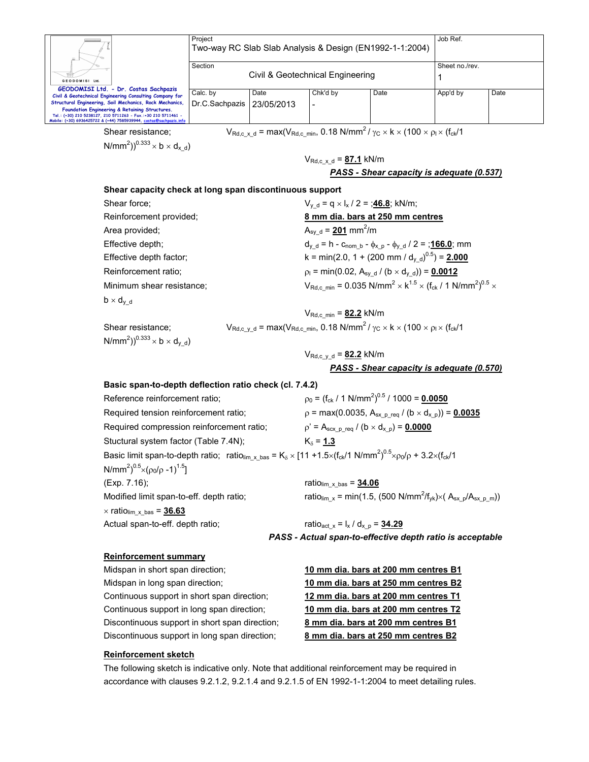Shear resistance; $V_{Rd,c\_x\_d} = \max(V_{Rd,c\_min}, 0.18\ N/mm^2 / \gamma_C \times k \times (100 \times \rho_l \times (f_{ck}/1\ N/mm^2))^{0.333} \times b \times d_{x\_d})$

$V_{Rd,c\_x\_d}$ = **87.1** kN/m

***PASS - Shear capacity is adequate (0.537)***

**Shear capacity check at long span discontinuous support**

Shear force; $V_{y\_d} = q \times l_x / 2$ = ;**46.8**; kN/m;

Reinforcement provided; **8 mm dia. bars at 250 mm centres**

Area provided; $A_{sy\_d}$ = **201** $mm^2/m$

Effective depth; $d_{y\_d} = h - c_{nom\_b} - \phi_{x\_p} - \phi_{y\_d} / 2$ = ;**166.0**; mm

Effective depth factor; $k = \min(2.0, 1 + (200\ mm / d_{y\_d})^{0.5})$ = **2.000**

Reinforcement ratio; $\rho_l = \min(0.02, A_{sy\_d} / (b \times d_{y\_d}))$ = **0.0012**

Minimum shear resistance; $V_{Rd,c\_min} = 0.035\ N/mm^2 \times k^{1.5} \times (f_{ck} / 1\ N/mm^2)^{0.5} \times b \times d_{y\_d}$

$V_{Rd,c\_min}$ = **82.2** kN/m

Shear resistance; $V_{Rd,c\_y\_d} = \max(V_{Rd,c\_min}, 0.18\ N/mm^2 / \gamma_C \times k \times (100 \times \rho_l \times (f_{ck}/1\ N/mm^2))^{0.333} \times b \times d_{y\_d})$

$V_{Rd,c\_y\_d}$ = **82.2** kN/m

***PASS - Shear capacity is adequate (0.570)***

**Basic span-to-depth deflection ratio check (cl. 7.4.2)**

Reference reinforcement ratio; $\rho_0 = (f_{ck} / 1\ N/mm^2)^{0.5} / 1000$ = **0.0050**

Required tension reinforcement ratio; $\rho = \max(0.0035, A_{sx\_p\_req} / (b \times d_{x\_p}))$ = **0.0035**

Required compression reinforcement ratio; $\rho' = A_{scx\_p\_req} / (b \times d_{x\_p})$ = **0.0000**

Stuctural system factor (Table 7.4N); $K_\delta$ = **1.3**

Basic limit span-to-depth ratio; $ratio_{lim\_x\_bas} = K_\delta \times [11 + 1.5 \times (f_{ck}/1\ N/mm^2)^{0.5} \times \rho_0/\rho + 3.2 \times (f_{ck}/1\ N/mm^2)^{0.5} \times (\rho_0/\rho - 1)^{1.5}]$

(Exp. 7.16); $ratio_{lim\_x\_bas}$ = **34.06**

Modified limit span-to-eff. depth ratio; $ratio_{lim\_x} = \min(1.5, (500\ N/mm^2/f_{yk}) \times (A_{sx\_p}/A_{sx\_p\_m})) \times ratio_{lim\_x\_bas}$ = **36.63**

Actual span-to-eff. depth ratio; $ratio_{act\_x} = l_x / d_{x\_p}$ = **34.29**

***PASS - Actual span-to-effective depth ratio is acceptable***

**Reinforcement summary**

Midspan in short span direction; **10 mm dia. bars at 200 mm centres B1**

Midspan in long span direction; **10 mm dia. bars at 250 mm centres B2**

Continuous support in short span direction; **12 mm dia. bars at 200 mm centres T1**

Continuous support in long span direction; **10 mm dia. bars at 200 mm centres T2**

Discontinuous support in short span direction; **8 mm dia. bars at 200 mm centres B1**

Discontinuous support in long span direction; **8 mm dia. bars at 250 mm centres B2**

**Reinforcement sketch**

The following sketch is indicative only. Note that additional reinforcement may be required in accordance with clauses 9.2.1.2, 9.2.1.4 and 9.2.1.5 of EN 1992-1-1:2004 to meet detailing rules.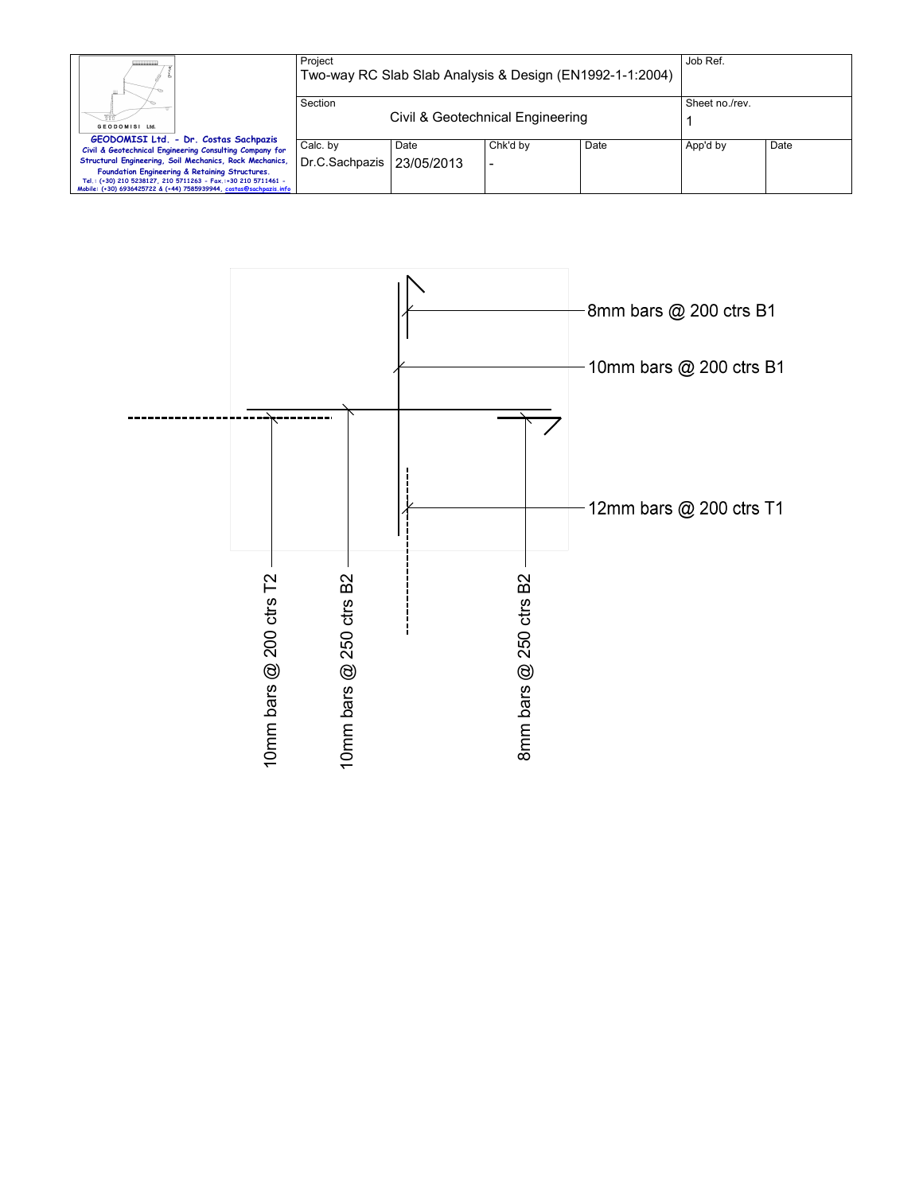| | Project | | | | Job Ref. | |
|---|---|---|---|---|---|---|
| GEODOMISI Ltd. - Dr. Costas Sachpazis<br>Civil & Geotechnical Engineering Consulting Company for Structural Engineering, Soil Mechanics, Rock Mechanics, Foundation Engineering & Retaining Structures.<br>Tel.: (+30) 210 5238127, 210 5711263 - Fax.:+30 210 5711461 - Mobile: (+30) 6936425722 & (+44) 7585939944, costas@sachpazis.info | Two-way RC Slab Slab Analysis & Design (EN1992-1-1:2004) | | | | | |
| | Section | | | | Sheet no./rev. | |
| | Civil & Geotechnical Engineering | | | | 1 | |
| | Calc. by | Date | Chk'd by | Date | App'd by | Date |
| | Dr.C.Sachpazis | 23/05/2013 | - | | | |

8mm bars @ 200 ctrs B1

10mm bars @ 200 ctrs B1

12mm bars @ 200 ctrs T1

10mm bars @ 200 ctrs T2

10mm bars @ 250 ctrs B2

8mm bars @ 250 ctrs B2